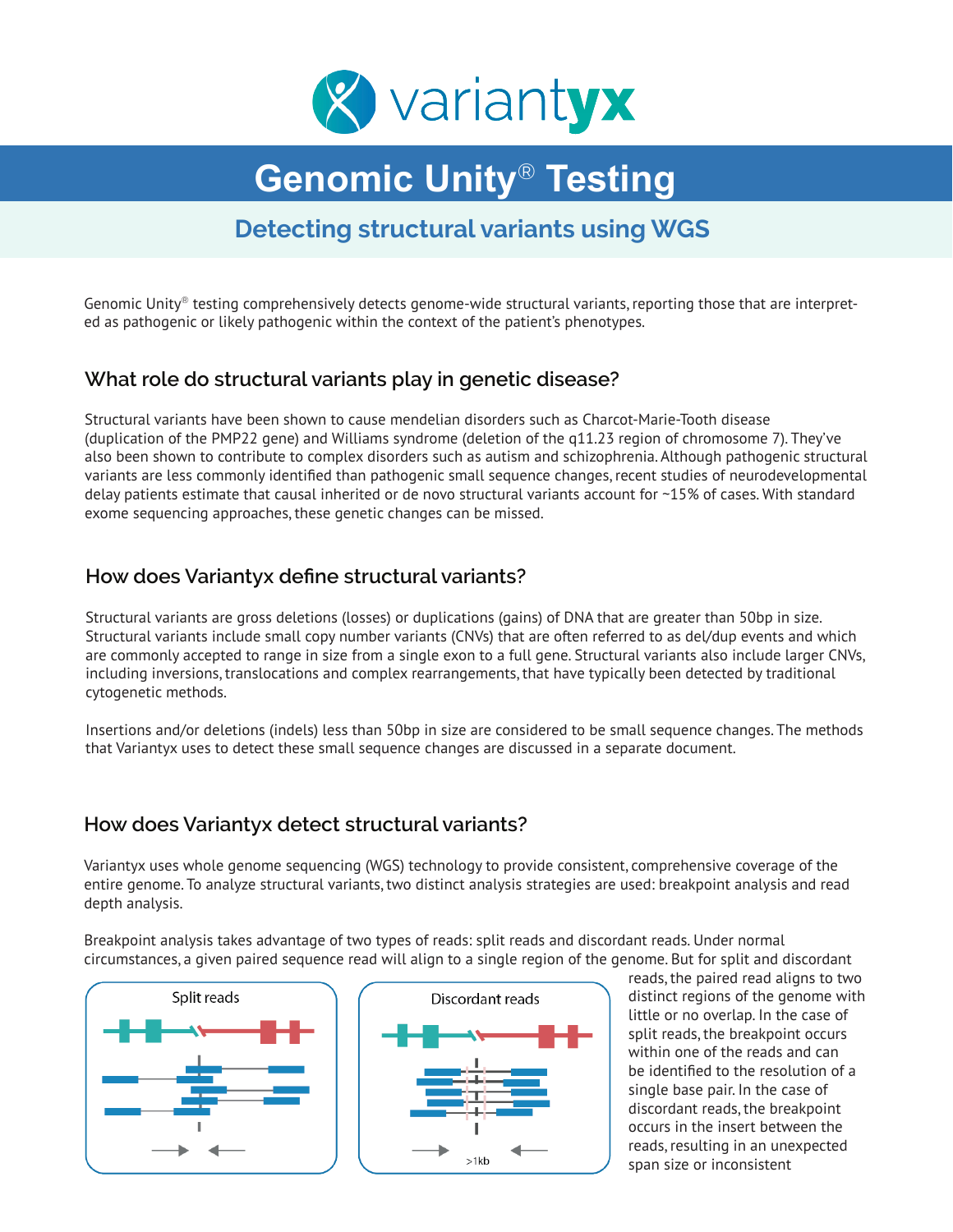# Genomic Unity® Testing

## Detecting structural variants using WGS

Genomic Unity® testing comprehensively detects genome-wide structural variants, reporting those that are interpreted as pathogenic or likely pathogenic within the context of the patient's phenotypes.

### What role do structural variants play in genetic disease?

Structural variants have been shown to cause mendelian disorders such as Charcot-Marie-Tooth disease (duplication of the PMP22 gene) and Williams syndrome (deletion of the q11.23 region of chromosome 7). They've also been shown to contribute to complex disorders such as autism and schizophrenia. Although pathogenic structural variants are less commonly identified than pathogenic small sequence changes, recent studies of neurodevelopmental delay patients estimate that causal inherited or de novo structural variants account for ~15% of cases. With standard exome sequencing approaches, these genetic changes can be missed.

### How does Variantyx define structural variants?

Structural variants are gross deletions (losses) or duplications (gains) of DNA that are greater than 50bp in size. Structural variants include small copy number variants (CNVs) that are often referred to as del/dup events and which are commonly accepted to range in size from a single exon to a full gene. Structural variants also include larger CNVs, including inversions, translocations and complex rearrangements, that have typically been detected by traditional cytogenetic methods.

Insertions and/or deletions (indels) less than 50bp in size are considered to be small sequence changes. The methods that Variantyx uses to detect these small sequence changes are discussed in a separate document.

### How does Variantyx detect structural variants?

Variantyx uses whole genome sequencing (WGS) technology to provide consistent, comprehensive coverage of the entire genome. To analyze structural variants, two distinct analysis strategies are used: breakpoint analysis and read depth analysis.

Breakpoint analysis takes advantage of two types of reads: split reads and discordant reads. Under normal circumstances, a given paired sequence read will align to a single region of the genome. But for split and discordant reads, the paired read aligns to two distinct regions of the genome with little or no overlap. In the case of split reads, the breakpoint occurs within one of the reads and can be identified to the resolution of a single base pair. In the case of discordant reads, the breakpoint occurs in the insert between the reads, resulting in an unexpected span size or inconsistent

Split reads

Discordant reads

>1kb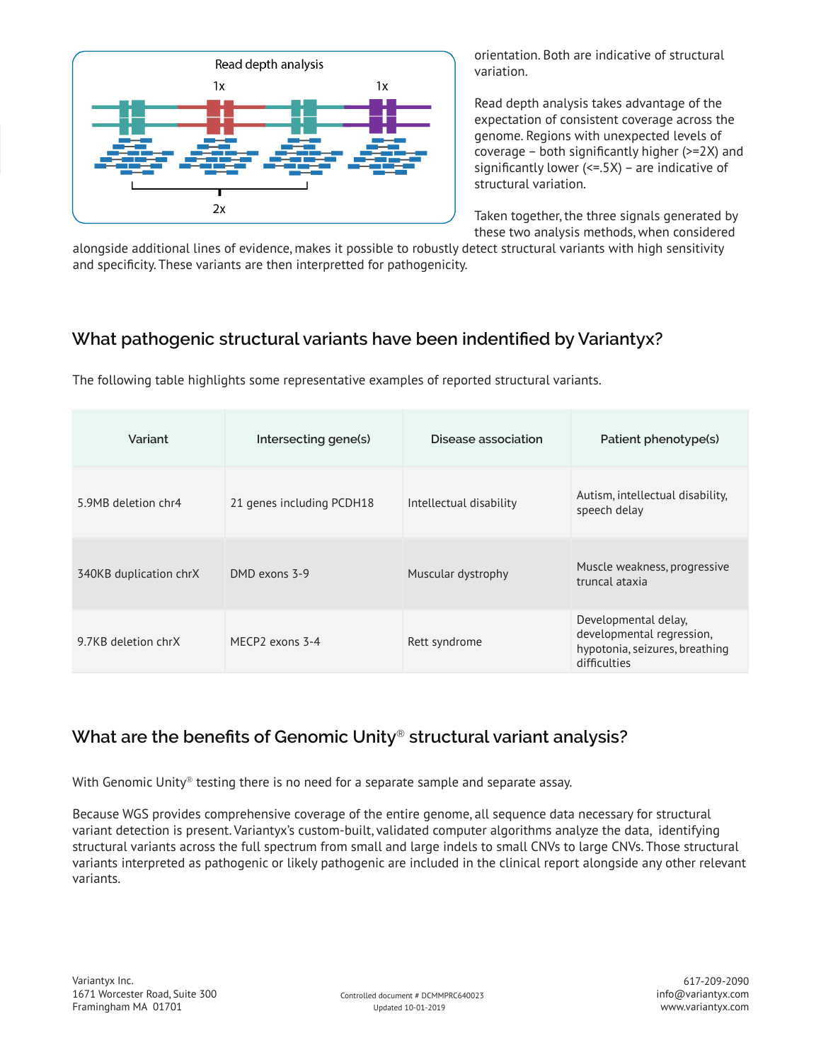Read depth analysis

1x

1x

2x

orientation. Both are indicative of structural variation.

Read depth analysis takes advantage of the expectation of consistent coverage across the genome. Regions with unexpected levels of coverage – both significantly higher (>=2X) and significantly lower (<=.5X) – are indicative of structural variation.

Taken together, the three signals generated by these two analysis methods, when considered alongside additional lines of evidence, makes it possible to robustly detect structural variants with high sensitivity and specificity. These variants are then interpretted for pathogenicity.

## What pathogenic structural variants have been indentified by Variantyx?

The following table highlights some representative examples of reported structural variants.

| Variant | Intersecting gene(s) | Disease association | Patient phenotype(s) |
|---|---|---|---|
| 5.9MB deletion chr4 | 21 genes including PCDH18 | Intellectual disability | Autism, intellectual disability, speech delay |
| 340KB duplication chrX | DMD exons 3-9 | Muscular dystrophy | Muscle weakness, progressive truncal ataxia |
| 9.7KB deletion chrX | MECP2 exons 3-4 | Rett syndrome | Developmental delay, developmental regression, hypotonia, seizures, breathing difficulties |

## What are the benefits of Genomic Unity® structural variant analysis?

With Genomic Unity® testing there is no need for a separate sample and separate assay.

Because WGS provides comprehensive coverage of the entire genome, all sequence data necessary for structural variant detection is present. Variantyx's custom-built, validated computer algorithms analyze the data, identifying structural variants across the full spectrum from small and large indels to small CNVs to large CNVs. Those structural variants interpreted as pathogenic or likely pathogenic are included in the clinical report alongside any other relevant variants.

Variantyx Inc.
1671 Worcester Road, Suite 300
Framingham MA 01701

Controlled document # DCMMPRC640023
Updated 10-01-2019

617-209-2090
info@variantyx.com
www.variantyx.com